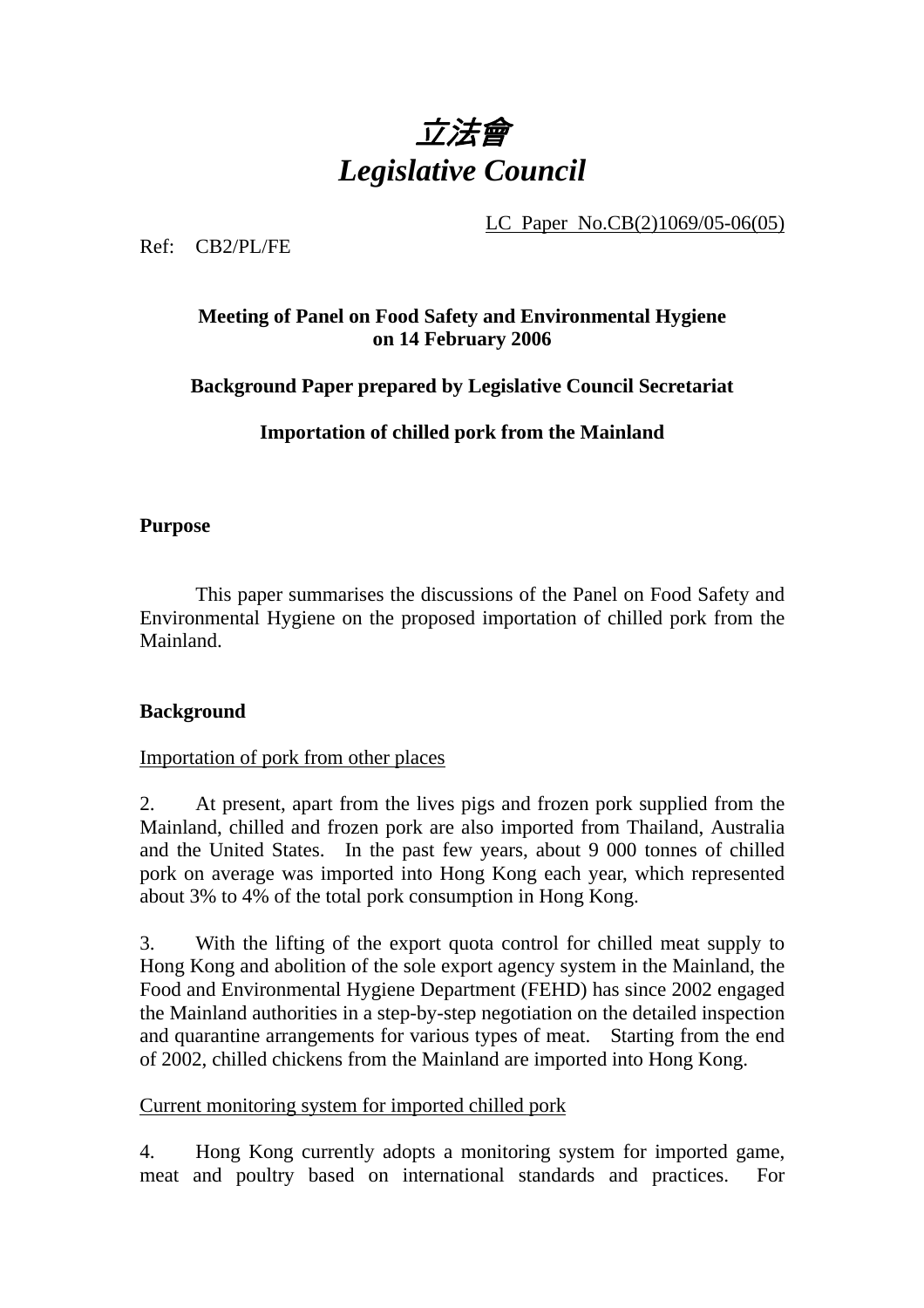# 立法會
# *Legislative Council*

LC Paper No.CB(2)1069/05-06(05)

Ref: CB2/PL/FE

**Meeting of Panel on Food Safety and Environmental Hygiene on 14 February 2006**

**Background Paper prepared by Legislative Council Secretariat**

**Importation of chilled pork from the Mainland**

## Purpose

This paper summarises the discussions of the Panel on Food Safety and Environmental Hygiene on the proposed importation of chilled pork from the Mainland.

## Background

Importation of pork from other places

2. At present, apart from the lives pigs and frozen pork supplied from the Mainland, chilled and frozen pork are also imported from Thailand, Australia and the United States. In the past few years, about 9 000 tonnes of chilled pork on average was imported into Hong Kong each year, which represented about 3% to 4% of the total pork consumption in Hong Kong.

3. With the lifting of the export quota control for chilled meat supply to Hong Kong and abolition of the sole export agency system in the Mainland, the Food and Environmental Hygiene Department (FEHD) has since 2002 engaged the Mainland authorities in a step-by-step negotiation on the detailed inspection and quarantine arrangements for various types of meat. Starting from the end of 2002, chilled chickens from the Mainland are imported into Hong Kong.

Current monitoring system for imported chilled pork

4. Hong Kong currently adopts a monitoring system for imported game, meat and poultry based on international standards and practices. For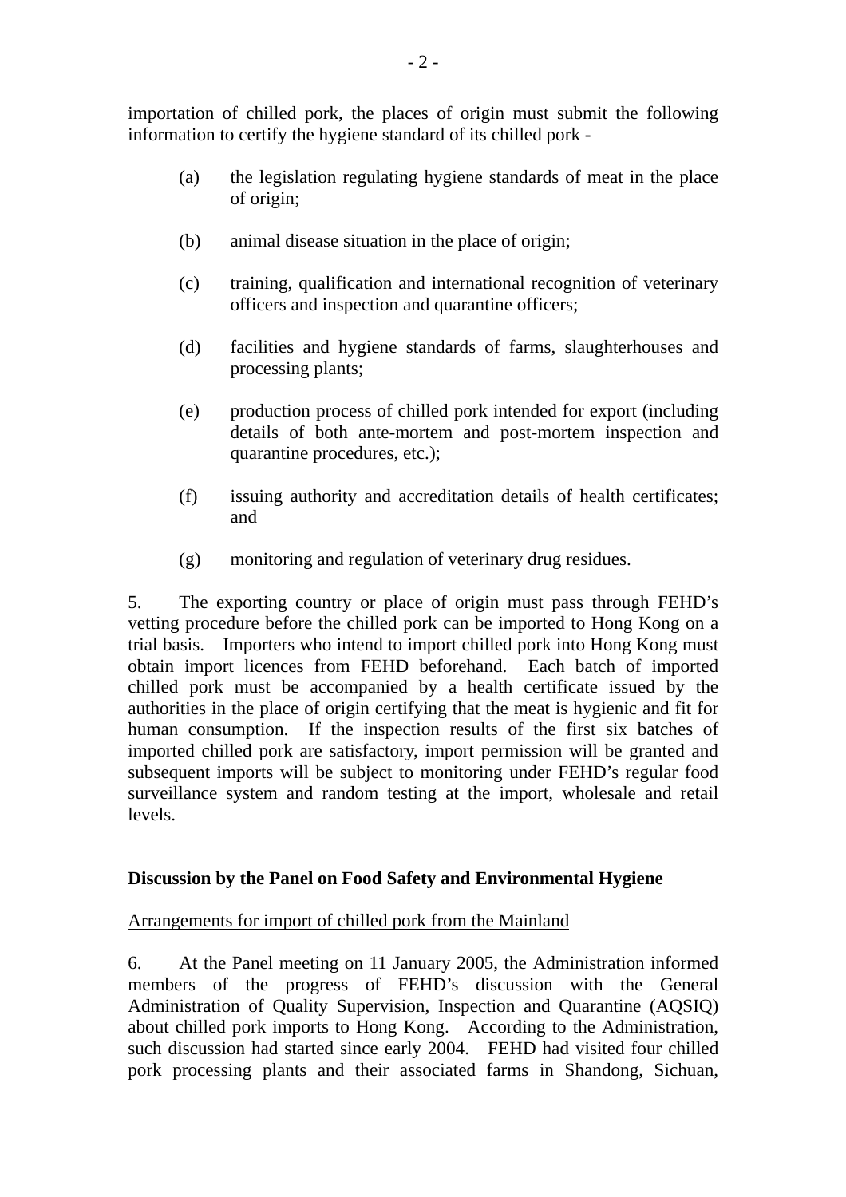importation of chilled pork, the places of origin must submit the following information to certify the hygiene standard of its chilled pork -

(a) the legislation regulating hygiene standards of meat in the place of origin;

(b) animal disease situation in the place of origin;

(c) training, qualification and international recognition of veterinary officers and inspection and quarantine officers;

(d) facilities and hygiene standards of farms, slaughterhouses and processing plants;

(e) production process of chilled pork intended for export (including details of both ante-mortem and post-mortem inspection and quarantine procedures, etc.);

(f) issuing authority and accreditation details of health certificates; and

(g) monitoring and regulation of veterinary drug residues.

5. The exporting country or place of origin must pass through FEHD's vetting procedure before the chilled pork can be imported to Hong Kong on a trial basis. Importers who intend to import chilled pork into Hong Kong must obtain import licences from FEHD beforehand. Each batch of imported chilled pork must be accompanied by a health certificate issued by the authorities in the place of origin certifying that the meat is hygienic and fit for human consumption. If the inspection results of the first six batches of imported chilled pork are satisfactory, import permission will be granted and subsequent imports will be subject to monitoring under FEHD's regular food surveillance system and random testing at the import, wholesale and retail levels.

**Discussion by the Panel on Food Safety and Environmental Hygiene**

Arrangements for import of chilled pork from the Mainland

6. At the Panel meeting on 11 January 2005, the Administration informed members of the progress of FEHD's discussion with the General Administration of Quality Supervision, Inspection and Quarantine (AQSIQ) about chilled pork imports to Hong Kong. According to the Administration, such discussion had started since early 2004. FEHD had visited four chilled pork processing plants and their associated farms in Shandong, Sichuan,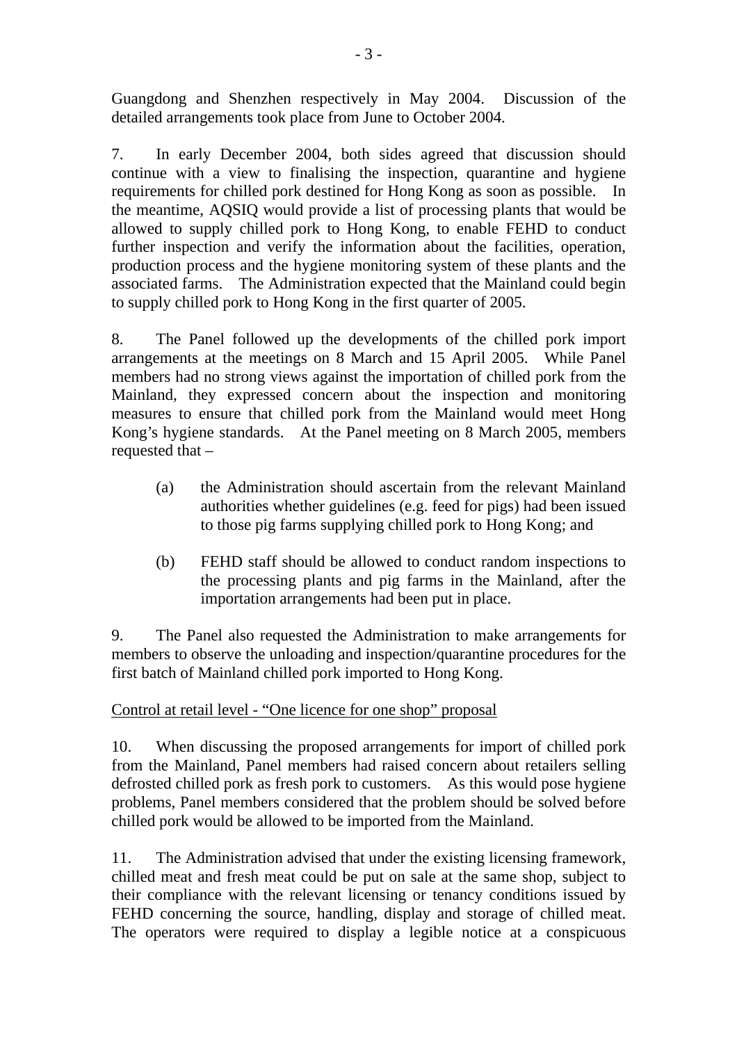Guangdong and Shenzhen respectively in May 2004. Discussion of the detailed arrangements took place from June to October 2004.

7. In early December 2004, both sides agreed that discussion should continue with a view to finalising the inspection, quarantine and hygiene requirements for chilled pork destined for Hong Kong as soon as possible. In the meantime, AQSIQ would provide a list of processing plants that would be allowed to supply chilled pork to Hong Kong, to enable FEHD to conduct further inspection and verify the information about the facilities, operation, production process and the hygiene monitoring system of these plants and the associated farms. The Administration expected that the Mainland could begin to supply chilled pork to Hong Kong in the first quarter of 2005.

8. The Panel followed up the developments of the chilled pork import arrangements at the meetings on 8 March and 15 April 2005. While Panel members had no strong views against the importation of chilled pork from the Mainland, they expressed concern about the inspection and monitoring measures to ensure that chilled pork from the Mainland would meet Hong Kong's hygiene standards. At the Panel meeting on 8 March 2005, members requested that –

(a) the Administration should ascertain from the relevant Mainland authorities whether guidelines (e.g. feed for pigs) had been issued to those pig farms supplying chilled pork to Hong Kong; and

(b) FEHD staff should be allowed to conduct random inspections to the processing plants and pig farms in the Mainland, after the importation arrangements had been put in place.

9. The Panel also requested the Administration to make arrangements for members to observe the unloading and inspection/quarantine procedures for the first batch of Mainland chilled pork imported to Hong Kong.

Control at retail level - "One licence for one shop" proposal

10. When discussing the proposed arrangements for import of chilled pork from the Mainland, Panel members had raised concern about retailers selling defrosted chilled pork as fresh pork to customers. As this would pose hygiene problems, Panel members considered that the problem should be solved before chilled pork would be allowed to be imported from the Mainland.

11. The Administration advised that under the existing licensing framework, chilled meat and fresh meat could be put on sale at the same shop, subject to their compliance with the relevant licensing or tenancy conditions issued by FEHD concerning the source, handling, display and storage of chilled meat. The operators were required to display a legible notice at a conspicuous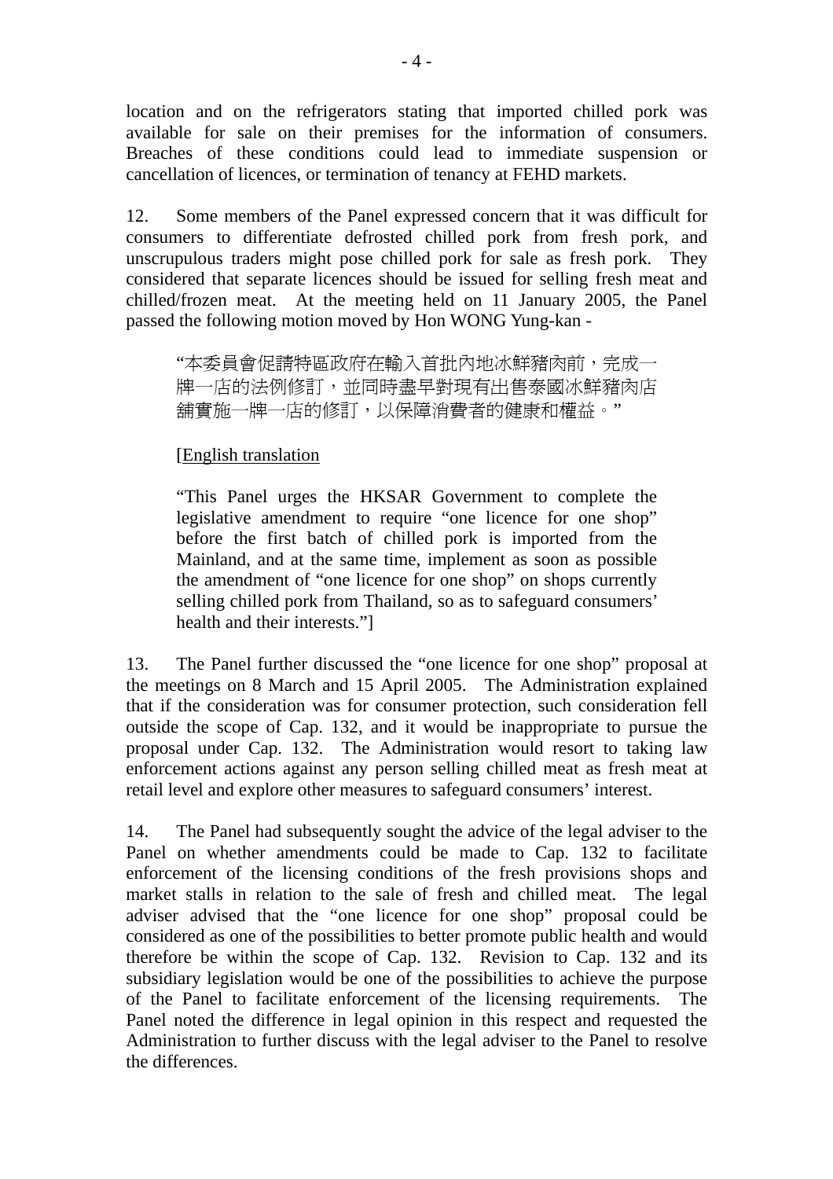location and on the refrigerators stating that imported chilled pork was available for sale on their premises for the information of consumers. Breaches of these conditions could lead to immediate suspension or cancellation of licences, or termination of tenancy at FEHD markets.

12. Some members of the Panel expressed concern that it was difficult for consumers to differentiate defrosted chilled pork from fresh pork, and unscrupulous traders might pose chilled pork for sale as fresh pork. They considered that separate licences should be issued for selling fresh meat and chilled/frozen meat. At the meeting held on 11 January 2005, the Panel passed the following motion moved by Hon WONG Yung-kan -

> "本委員會促請特區政府在輸入首批內地冰鮮豬肉前，完成一牌一店的法例修訂，並同時盡早對現有出售泰國冰鮮豬肉店舖實施一牌一店的修訂，以保障消費者的健康和權益。"
>
> [English translation
>
> "This Panel urges the HKSAR Government to complete the legislative amendment to require "one licence for one shop" before the first batch of chilled pork is imported from the Mainland, and at the same time, implement as soon as possible the amendment of "one licence for one shop" on shops currently selling chilled pork from Thailand, so as to safeguard consumers' health and their interests."]

13. The Panel further discussed the "one licence for one shop" proposal at the meetings on 8 March and 15 April 2005. The Administration explained that if the consideration was for consumer protection, such consideration fell outside the scope of Cap. 132, and it would be inappropriate to pursue the proposal under Cap. 132. The Administration would resort to taking law enforcement actions against any person selling chilled meat as fresh meat at retail level and explore other measures to safeguard consumers' interest.

14. The Panel had subsequently sought the advice of the legal adviser to the Panel on whether amendments could be made to Cap. 132 to facilitate enforcement of the licensing conditions of the fresh provisions shops and market stalls in relation to the sale of fresh and chilled meat. The legal adviser advised that the "one licence for one shop" proposal could be considered as one of the possibilities to better promote public health and would therefore be within the scope of Cap. 132. Revision to Cap. 132 and its subsidiary legislation would be one of the possibilities to achieve the purpose of the Panel to facilitate enforcement of the licensing requirements. The Panel noted the difference in legal opinion in this respect and requested the Administration to further discuss with the legal adviser to the Panel to resolve the differences.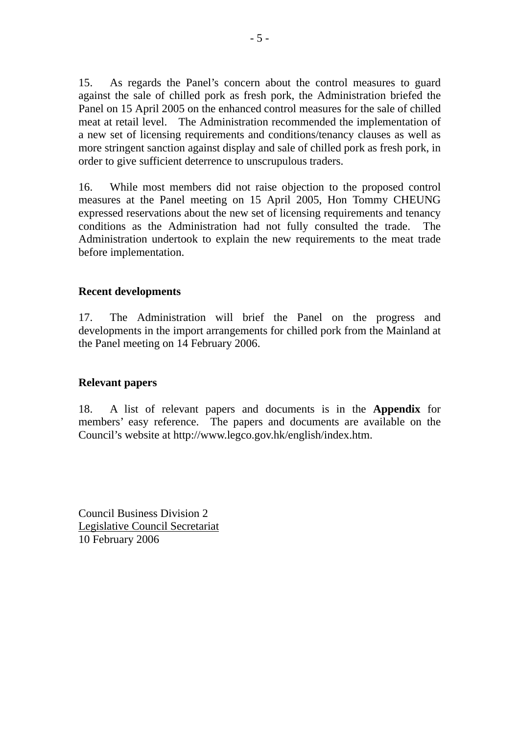15. As regards the Panel's concern about the control measures to guard against the sale of chilled pork as fresh pork, the Administration briefed the Panel on 15 April 2005 on the enhanced control measures for the sale of chilled meat at retail level. The Administration recommended the implementation of a new set of licensing requirements and conditions/tenancy clauses as well as more stringent sanction against display and sale of chilled pork as fresh pork, in order to give sufficient deterrence to unscrupulous traders.

16. While most members did not raise objection to the proposed control measures at the Panel meeting on 15 April 2005, Hon Tommy CHEUNG expressed reservations about the new set of licensing requirements and tenancy conditions as the Administration had not fully consulted the trade. The Administration undertook to explain the new requirements to the meat trade before implementation.

**Recent developments**

17. The Administration will brief the Panel on the progress and developments in the import arrangements for chilled pork from the Mainland at the Panel meeting on 14 February 2006.

**Relevant papers**

18. A list of relevant papers and documents is in the **Appendix** for members' easy reference. The papers and documents are available on the Council's website at http://www.legco.gov.hk/english/index.htm.

Council Business Division 2
Legislative Council Secretariat
10 February 2006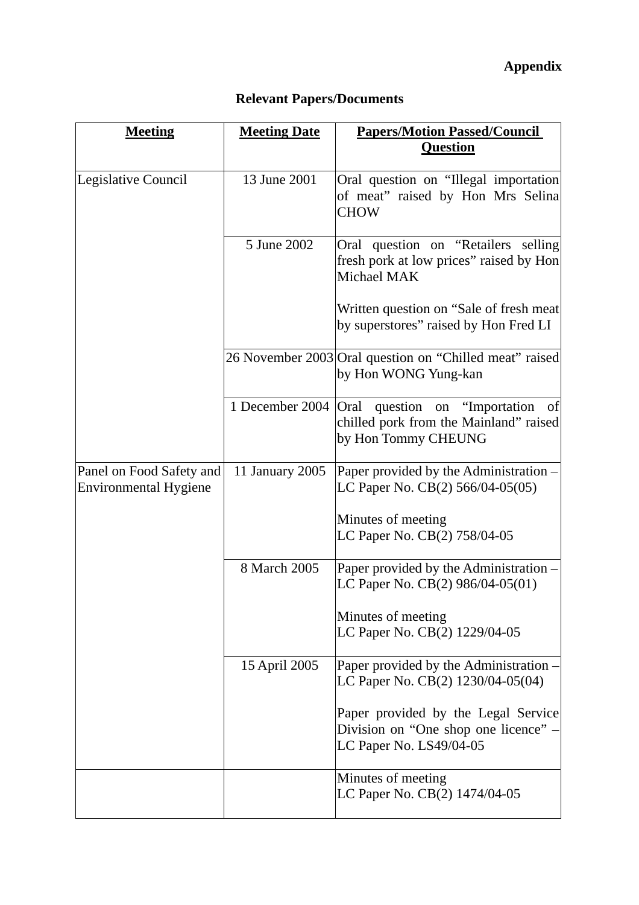**Appendix**

## Relevant Papers/Documents

| Meeting | Meeting Date | Papers/Motion Passed/Council Question |
|---|---|---|
| Legislative Council | 13 June 2001 | Oral question on "Illegal importation of meat" raised by Hon Mrs Selina CHOW |
| | 5 June 2002 | Oral question on "Retailers selling fresh pork at low prices" raised by Hon Michael MAK<br><br>Written question on "Sale of fresh meat by superstores" raised by Hon Fred LI |
| | 26 November 2003 | Oral question on "Chilled meat" raised by Hon WONG Yung-kan |
| | 1 December 2004 | Oral question on "Importation of chilled pork from the Mainland" raised by Hon Tommy CHEUNG |
| Panel on Food Safety and Environmental Hygiene | 11 January 2005 | Paper provided by the Administration – LC Paper No. CB(2) 566/04-05(05)<br><br>Minutes of meeting<br>LC Paper No. CB(2) 758/04-05 |
| | 8 March 2005 | Paper provided by the Administration – LC Paper No. CB(2) 986/04-05(01)<br><br>Minutes of meeting<br>LC Paper No. CB(2) 1229/04-05 |
| | 15 April 2005 | Paper provided by the Administration – LC Paper No. CB(2) 1230/04-05(04)<br><br>Paper provided by the Legal Service Division on "One shop one licence" – LC Paper No. LS49/04-05 |
| | | Minutes of meeting<br>LC Paper No. CB(2) 1474/04-05 |